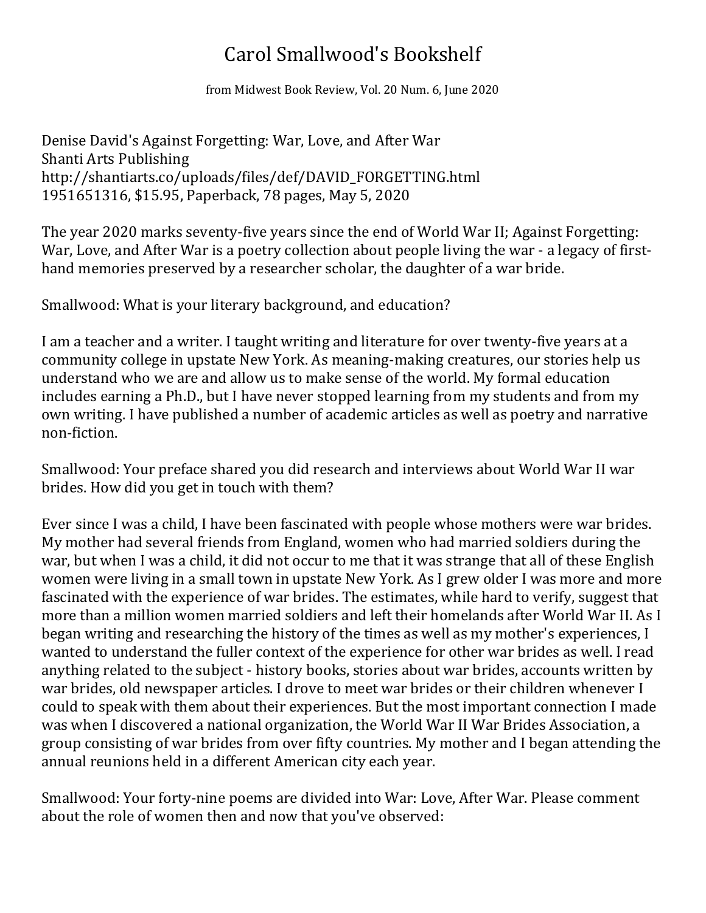# Carol Smallwood's Bookshelf

from Midwest Book Review, Vol. 20 Num. 6, June 2020

Denise David's Against Forgetting: War, Love, and After War
Shanti Arts Publishing
http://shantiarts.co/uploads/files/def/DAVID_FORGETTING.html
1951651316, $15.95, Paperback, 78 pages, May 5, 2020

The year 2020 marks seventy-five years since the end of World War II; Against Forgetting: War, Love, and After War is a poetry collection about people living the war - a legacy of first-hand memories preserved by a researcher scholar, the daughter of a war bride.

Smallwood: What is your literary background, and education?

I am a teacher and a writer. I taught writing and literature for over twenty-five years at a community college in upstate New York. As meaning-making creatures, our stories help us understand who we are and allow us to make sense of the world. My formal education includes earning a Ph.D., but I have never stopped learning from my students and from my own writing. I have published a number of academic articles as well as poetry and narrative non-fiction.

Smallwood: Your preface shared you did research and interviews about World War II war brides. How did you get in touch with them?

Ever since I was a child, I have been fascinated with people whose mothers were war brides. My mother had several friends from England, women who had married soldiers during the war, but when I was a child, it did not occur to me that it was strange that all of these English women were living in a small town in upstate New York. As I grew older I was more and more fascinated with the experience of war brides. The estimates, while hard to verify, suggest that more than a million women married soldiers and left their homelands after World War II. As I began writing and researching the history of the times as well as my mother's experiences, I wanted to understand the fuller context of the experience for other war brides as well. I read anything related to the subject - history books, stories about war brides, accounts written by war brides, old newspaper articles. I drove to meet war brides or their children whenever I could to speak with them about their experiences. But the most important connection I made was when I discovered a national organization, the World War II War Brides Association, a group consisting of war brides from over fifty countries. My mother and I began attending the annual reunions held in a different American city each year.

Smallwood: Your forty-nine poems are divided into War: Love, After War. Please comment about the role of women then and now that you've observed: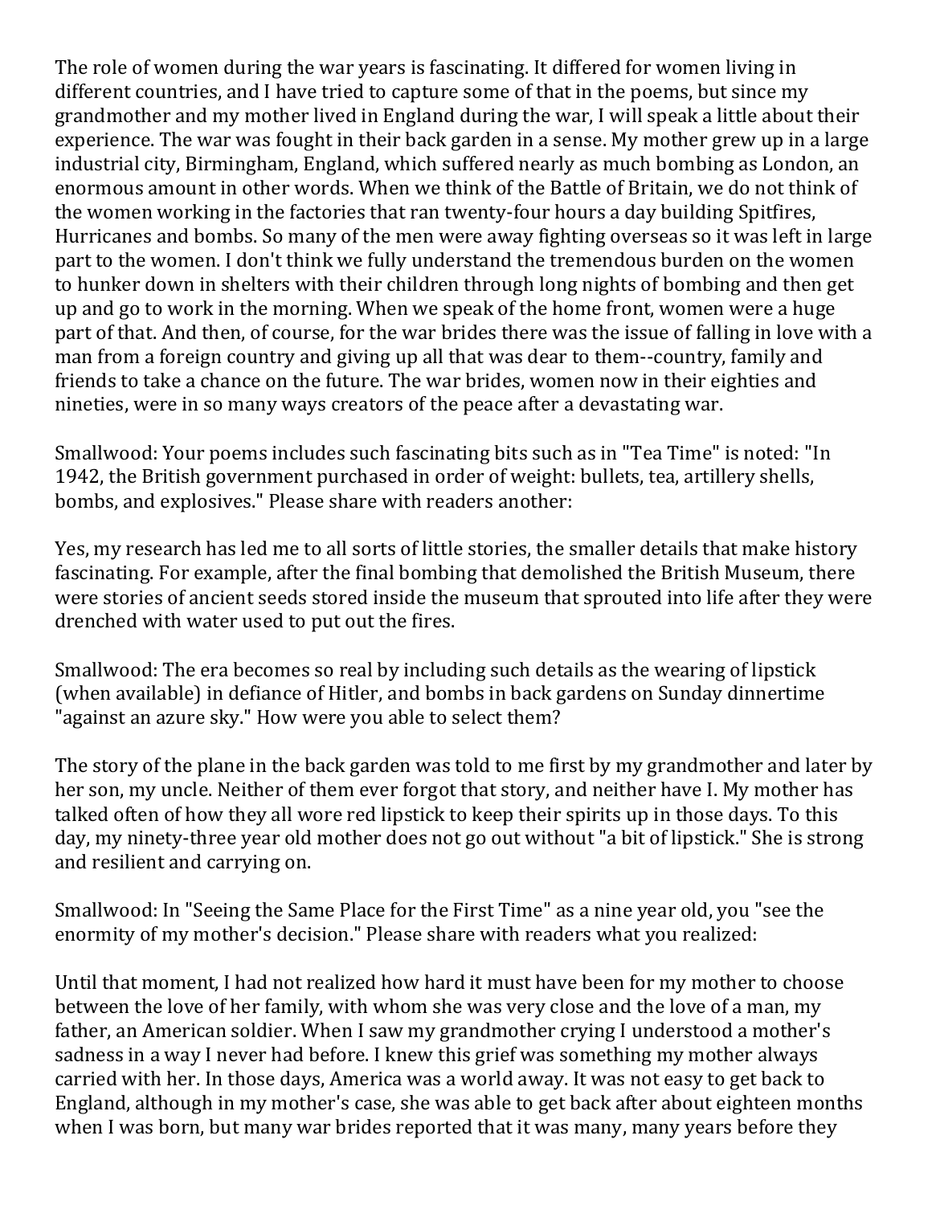The role of women during the war years is fascinating. It differed for women living in different countries, and I have tried to capture some of that in the poems, but since my grandmother and my mother lived in England during the war, I will speak a little about their experience. The war was fought in their back garden in a sense. My mother grew up in a large industrial city, Birmingham, England, which suffered nearly as much bombing as London, an enormous amount in other words. When we think of the Battle of Britain, we do not think of the women working in the factories that ran twenty-four hours a day building Spitfires, Hurricanes and bombs. So many of the men were away fighting overseas so it was left in large part to the women. I don't think we fully understand the tremendous burden on the women to hunker down in shelters with their children through long nights of bombing and then get up and go to work in the morning. When we speak of the home front, women were a huge part of that. And then, of course, for the war brides there was the issue of falling in love with a man from a foreign country and giving up all that was dear to them--country, family and friends to take a chance on the future. The war brides, women now in their eighties and nineties, were in so many ways creators of the peace after a devastating war.

Smallwood: Your poems includes such fascinating bits such as in "Tea Time" is noted: "In 1942, the British government purchased in order of weight: bullets, tea, artillery shells, bombs, and explosives." Please share with readers another:

Yes, my research has led me to all sorts of little stories, the smaller details that make history fascinating. For example, after the final bombing that demolished the British Museum, there were stories of ancient seeds stored inside the museum that sprouted into life after they were drenched with water used to put out the fires.

Smallwood: The era becomes so real by including such details as the wearing of lipstick (when available) in defiance of Hitler, and bombs in back gardens on Sunday dinnertime "against an azure sky." How were you able to select them?

The story of the plane in the back garden was told to me first by my grandmother and later by her son, my uncle. Neither of them ever forgot that story, and neither have I. My mother has talked often of how they all wore red lipstick to keep their spirits up in those days. To this day, my ninety-three year old mother does not go out without "a bit of lipstick." She is strong and resilient and carrying on.

Smallwood: In "Seeing the Same Place for the First Time" as a nine year old, you "see the enormity of my mother's decision." Please share with readers what you realized:

Until that moment, I had not realized how hard it must have been for my mother to choose between the love of her family, with whom she was very close and the love of a man, my father, an American soldier. When I saw my grandmother crying I understood a mother's sadness in a way I never had before. I knew this grief was something my mother always carried with her. In those days, America was a world away. It was not easy to get back to England, although in my mother's case, she was able to get back after about eighteen months when I was born, but many war brides reported that it was many, many years before they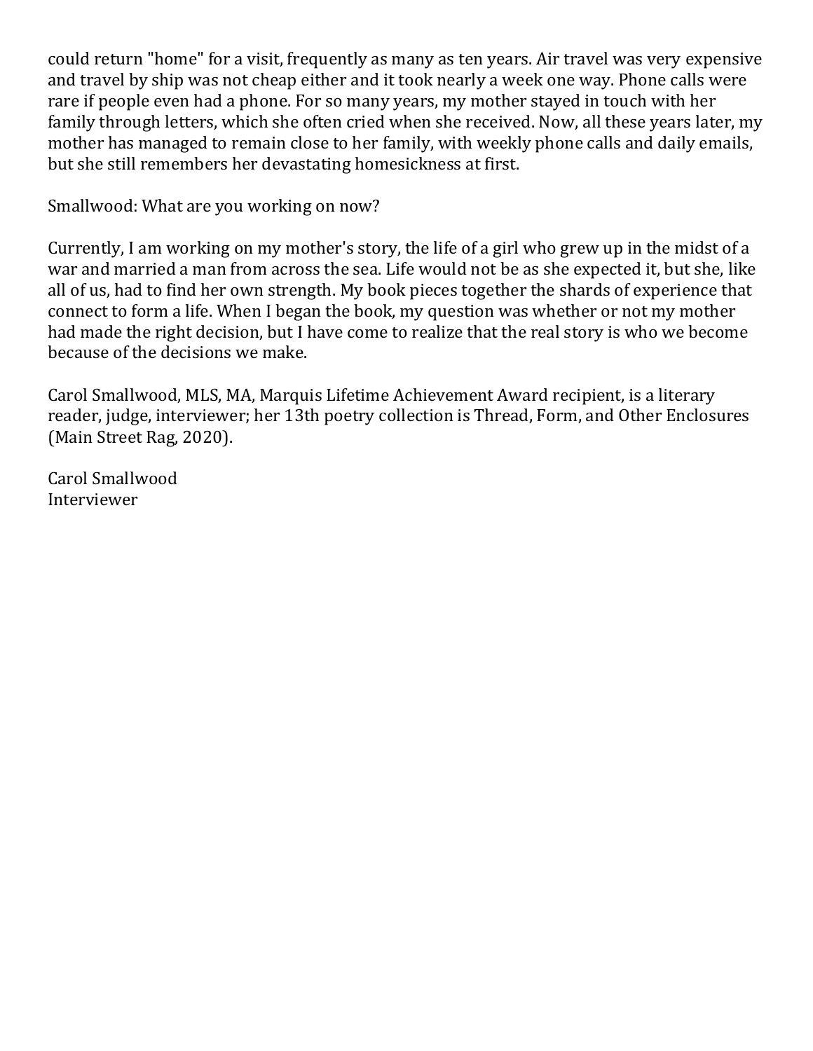could return "home" for a visit, frequently as many as ten years. Air travel was very expensive and travel by ship was not cheap either and it took nearly a week one way. Phone calls were rare if people even had a phone. For so many years, my mother stayed in touch with her family through letters, which she often cried when she received. Now, all these years later, my mother has managed to remain close to her family, with weekly phone calls and daily emails, but she still remembers her devastating homesickness at first.

Smallwood: What are you working on now?

Currently, I am working on my mother's story, the life of a girl who grew up in the midst of a war and married a man from across the sea. Life would not be as she expected it, but she, like all of us, had to find her own strength. My book pieces together the shards of experience that connect to form a life. When I began the book, my question was whether or not my mother had made the right decision, but I have come to realize that the real story is who we become because of the decisions we make.

Carol Smallwood, MLS, MA, Marquis Lifetime Achievement Award recipient, is a literary reader, judge, interviewer; her 13th poetry collection is Thread, Form, and Other Enclosures (Main Street Rag, 2020).

Carol Smallwood
Interviewer